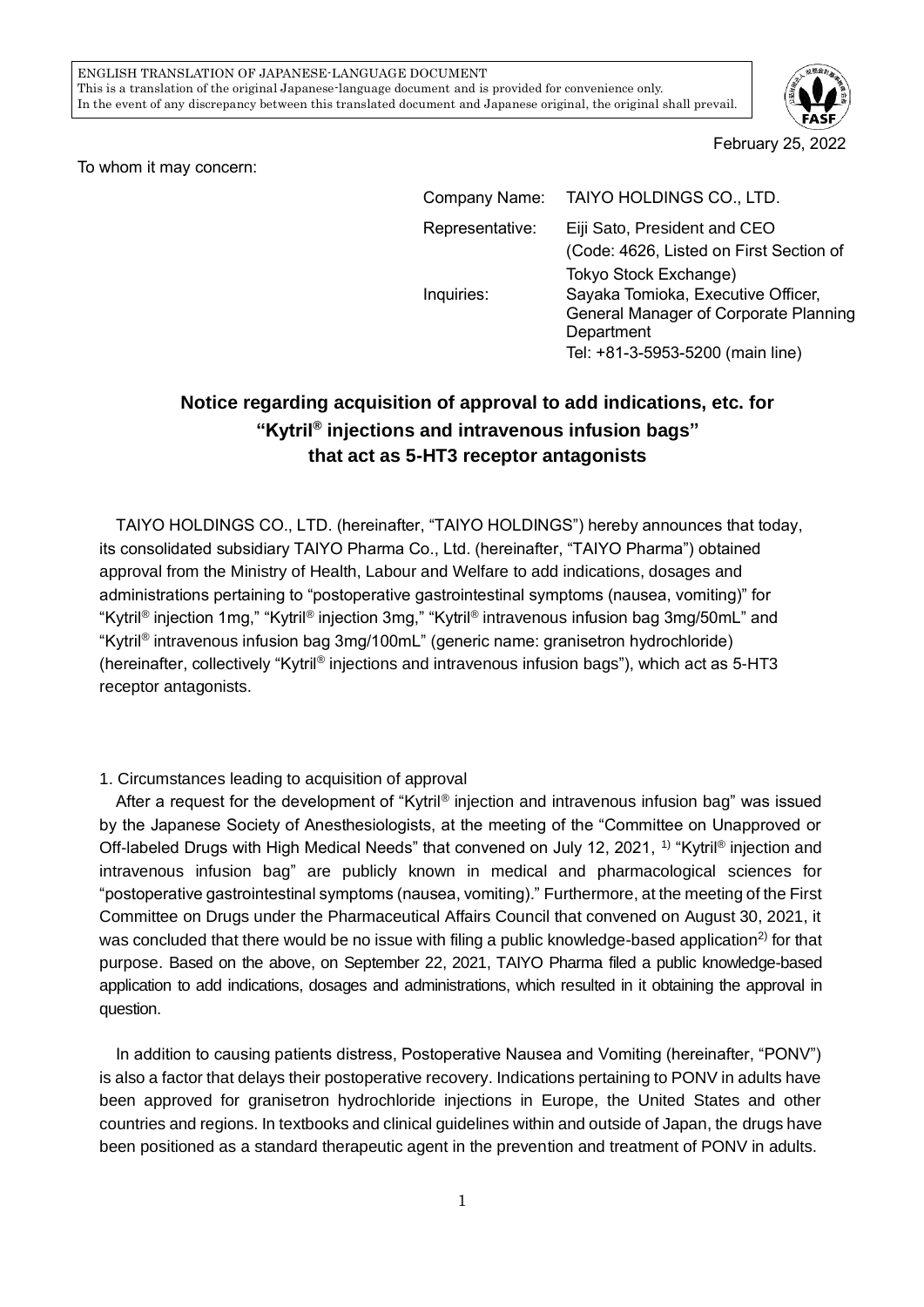ENGLISH TRANSLATION OF JAPANESE-LANGUAGE DOCUMENT
This is a translation of the original Japanese-language document and is provided for convenience only.
In the event of any discrepancy between this translated document and Japanese original, the original shall prevail.

February 25, 2022

To whom it may concern:

| | |
|---|---|
| Company Name: | TAIYO HOLDINGS CO., LTD. |
| Representative: | Eiji Sato, President and CEO (Code: 4626, Listed on First Section of Tokyo Stock Exchange) |
| Inquiries: | Sayaka Tomioka, Executive Officer, General Manager of Corporate Planning Department<br>Tel: +81-3-5953-5200 (main line) |

# Notice regarding acquisition of approval to add indications, etc. for "Kytril® injections and intravenous infusion bags" that act as 5-HT3 receptor antagonists

TAIYO HOLDINGS CO., LTD. (hereinafter, "TAIYO HOLDINGS") hereby announces that today, its consolidated subsidiary TAIYO Pharma Co., Ltd. (hereinafter, "TAIYO Pharma") obtained approval from the Ministry of Health, Labour and Welfare to add indications, dosages and administrations pertaining to "postoperative gastrointestinal symptoms (nausea, vomiting)" for "Kytril® injection 1mg," "Kytril® injection 3mg," "Kytril® intravenous infusion bag 3mg/50mL" and "Kytril® intravenous infusion bag 3mg/100mL" (generic name: granisetron hydrochloride) (hereinafter, collectively "Kytril® injections and intravenous infusion bags"), which act as 5-HT3 receptor antagonists.

1. Circumstances leading to acquisition of approval

After a request for the development of "Kytril® injection and intravenous infusion bag" was issued by the Japanese Society of Anesthesiologists, at the meeting of the "Committee on Unapproved or Off-labeled Drugs with High Medical Needs" that convened on July 12, 2021, [1)] "Kytril® injection and intravenous infusion bag" are publicly known in medical and pharmacological sciences for "postoperative gastrointestinal symptoms (nausea, vomiting)." Furthermore, at the meeting of the First Committee on Drugs under the Pharmaceutical Affairs Council that convened on August 30, 2021, it was concluded that there would be no issue with filing a public knowledge-based application[2)] for that purpose. Based on the above, on September 22, 2021, TAIYO Pharma filed a public knowledge-based application to add indications, dosages and administrations, which resulted in it obtaining the approval in question.

In addition to causing patients distress, Postoperative Nausea and Vomiting (hereinafter, "PONV") is also a factor that delays their postoperative recovery. Indications pertaining to PONV in adults have been approved for granisetron hydrochloride injections in Europe, the United States and other countries and regions. In textbooks and clinical guidelines within and outside of Japan, the drugs have been positioned as a standard therapeutic agent in the prevention and treatment of PONV in adults.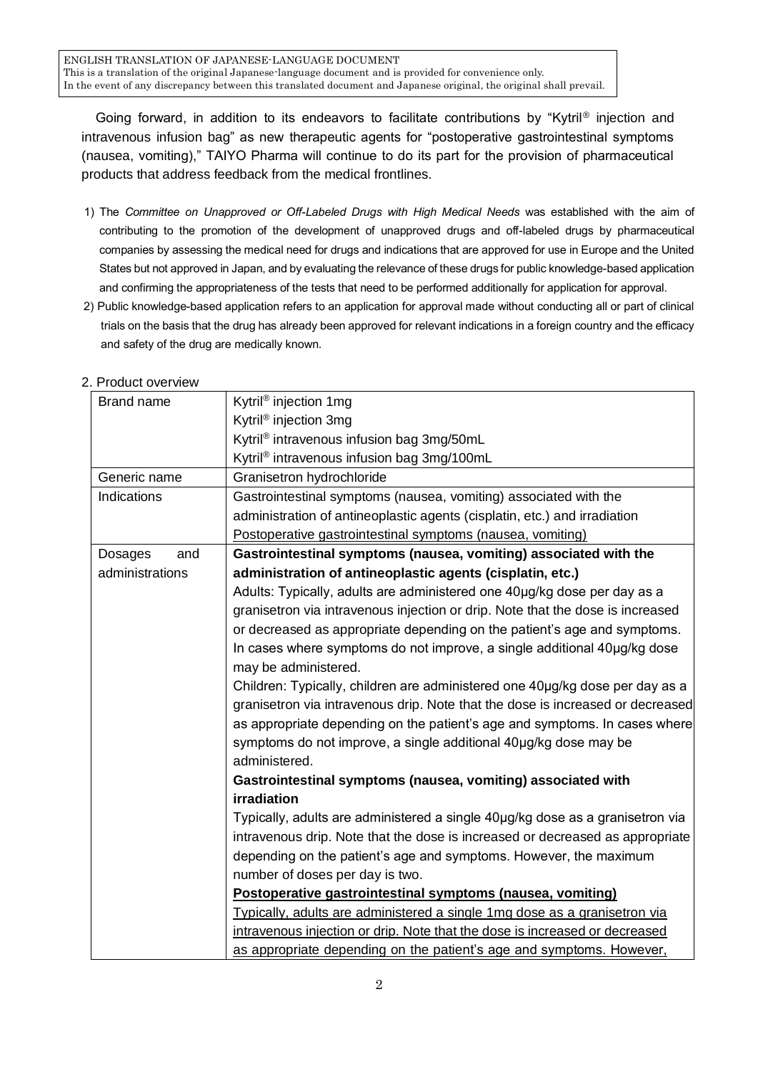ENGLISH TRANSLATION OF JAPANESE-LANGUAGE DOCUMENT
This is a translation of the original Japanese-language document and is provided for convenience only.
In the event of any discrepancy between this translated document and Japanese original, the original shall prevail.

Going forward, in addition to its endeavors to facilitate contributions by "Kytril® injection and intravenous infusion bag" as new therapeutic agents for "postoperative gastrointestinal symptoms (nausea, vomiting)," TAIYO Pharma will continue to do its part for the provision of pharmaceutical products that address feedback from the medical frontlines.

1) The *Committee on Unapproved or Off-Labeled Drugs with High Medical Needs* was established with the aim of contributing to the promotion of the development of unapproved drugs and off-labeled drugs by pharmaceutical companies by assessing the medical need for drugs and indications that are approved for use in Europe and the United States but not approved in Japan, and by evaluating the relevance of these drugs for public knowledge-based application and confirming the appropriateness of the tests that need to be performed additionally for application for approval.

2) Public knowledge-based application refers to an application for approval made without conducting all or part of clinical trials on the basis that the drug has already been approved for relevant indications in a foreign country and the efficacy and safety of the drug are medically known.

2. Product overview

| Brand name | Kytril® injection 1mg<br>Kytril® injection 3mg<br>Kytril® intravenous infusion bag 3mg/50mL<br>Kytril® intravenous infusion bag 3mg/100mL |
|---|---|
| Generic name | Granisetron hydrochloride |
| Indications | Gastrointestinal symptoms (nausea, vomiting) associated with the administration of antineoplastic agents (cisplatin, etc.) and irradiation<br><u>Postoperative gastrointestinal symptoms (nausea, vomiting)</u> |
| Dosages and administrations | **Gastrointestinal symptoms (nausea, vomiting) associated with the administration of antineoplastic agents (cisplatin, etc.)**<br>Adults: Typically, adults are administered one 40μg/kg dose per day as a granisetron via intravenous injection or drip. Note that the dose is increased or decreased as appropriate depending on the patient's age and symptoms. In cases where symptoms do not improve, a single additional 40μg/kg dose may be administered.<br>Children: Typically, children are administered one 40μg/kg dose per day as a granisetron via intravenous drip. Note that the dose is increased or decreased as appropriate depending on the patient's age and symptoms. In cases where symptoms do not improve, a single additional 40μg/kg dose may be administered.<br>**Gastrointestinal symptoms (nausea, vomiting) associated with irradiation**<br>Typically, adults are administered a single 40μg/kg dose as a granisetron via intravenous drip. Note that the dose is increased or decreased as appropriate depending on the patient's age and symptoms. However, the maximum number of doses per day is two.<br>**<u>Postoperative gastrointestinal symptoms (nausea, vomiting)</u>**<br><u>Typically, adults are administered a single 1mg dose as a granisetron via intravenous injection or drip. Note that the dose is increased or decreased as appropriate depending on the patient's age and symptoms. However,</u> |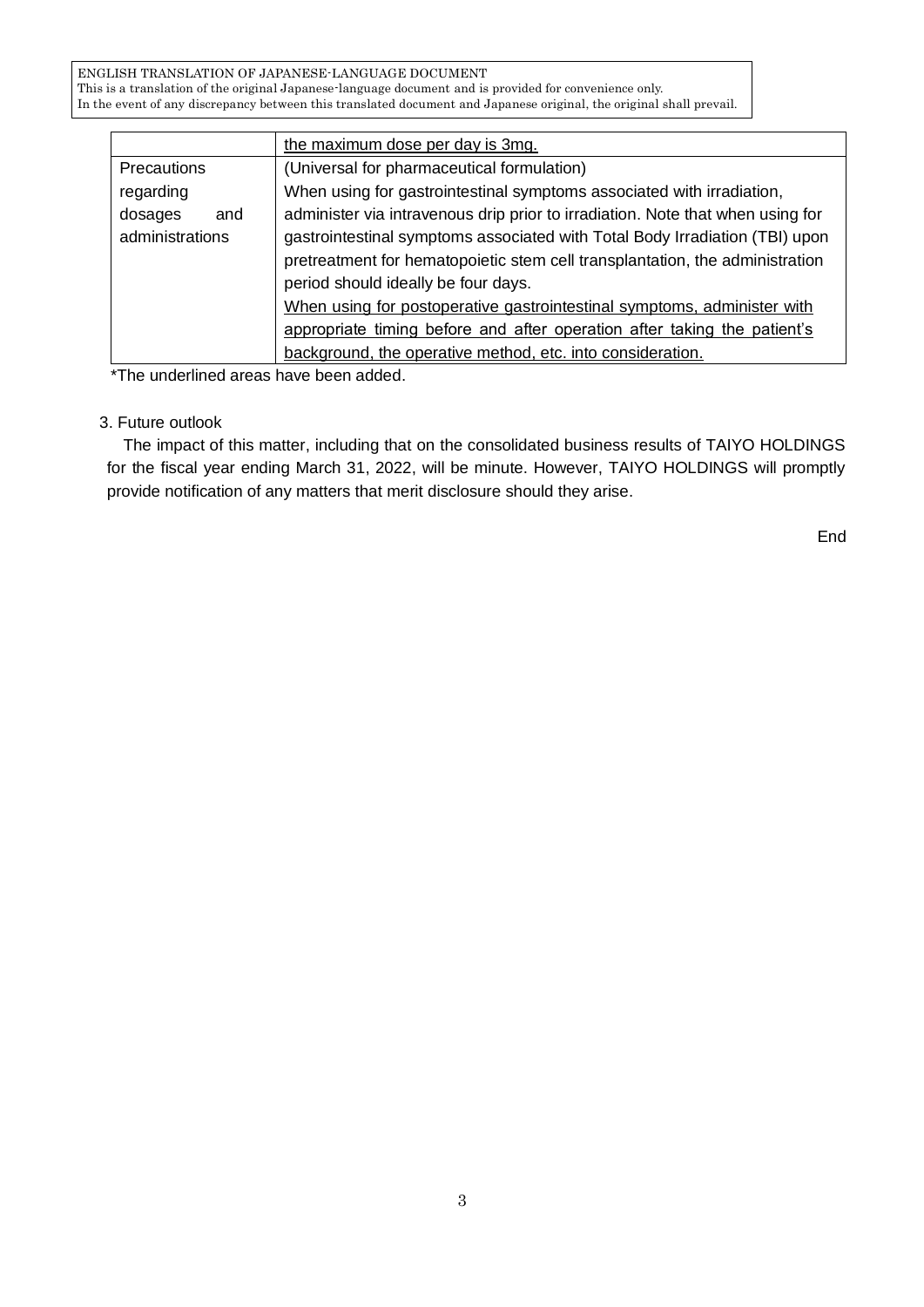| | |
|---|---|
| | the maximum dose per day is 3mg. |
| Precautions regarding dosages and administrations | (Universal for pharmaceutical formulation) When using for gastrointestinal symptoms associated with irradiation, administer via intravenous drip prior to irradiation. Note that when using for gastrointestinal symptoms associated with Total Body Irradiation (TBI) upon pretreatment for hematopoietic stem cell transplantation, the administration period should ideally be four days. When using for postoperative gastrointestinal symptoms, administer with appropriate timing before and after operation after taking the patient's background, the operative method, etc. into consideration. |

*The underlined areas have been added.

3. Future outlook

The impact of this matter, including that on the consolidated business results of TAIYO HOLDINGS for the fiscal year ending March 31, 2022, will be minute. However, TAIYO HOLDINGS will promptly provide notification of any matters that merit disclosure should they arise.

End